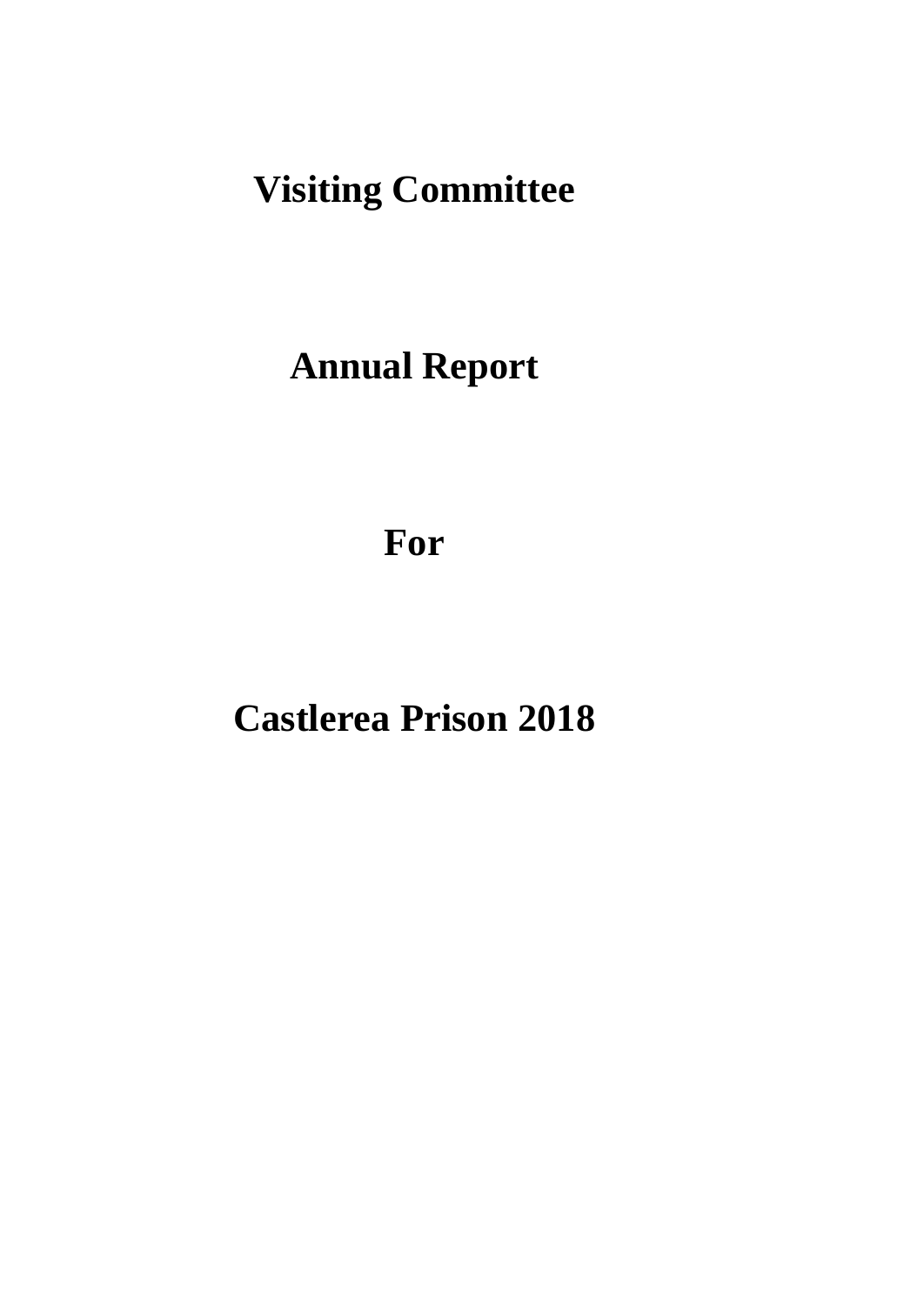# Visiting Committee

# Annual Report

# For

# Castlerea Prison 2018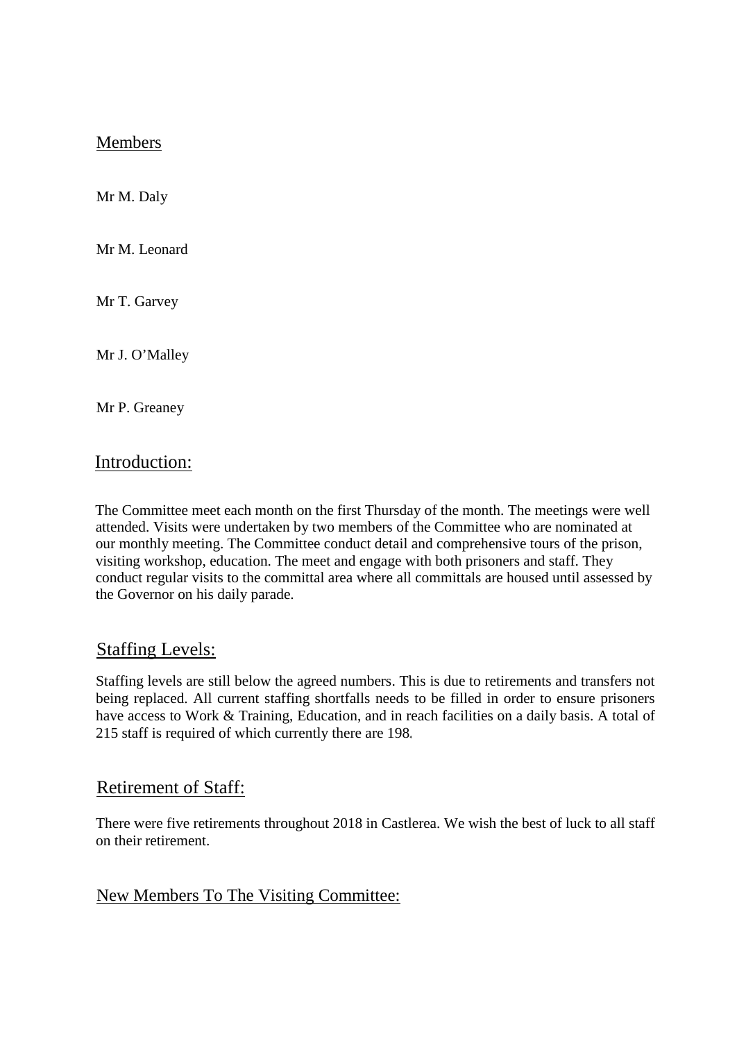## Members

Mr M. Daly

Mr M. Leonard

Mr T. Garvey

Mr J. O'Malley

Mr P. Greaney

## Introduction:

The Committee meet each month on the first Thursday of the month. The meetings were well attended. Visits were undertaken by two members of the Committee who are nominated at our monthly meeting. The Committee conduct detail and comprehensive tours of the prison, visiting workshop, education. The meet and engage with both prisoners and staff. They conduct regular visits to the committal area where all committals are housed until assessed by the Governor on his daily parade.

## Staffing Levels:

Staffing levels are still below the agreed numbers. This is due to retirements and transfers not being replaced. All current staffing shortfalls needs to be filled in order to ensure prisoners have access to Work & Training, Education, and in reach facilities on a daily basis. A total of 215 staff is required of which currently there are 198.

## Retirement of Staff:

There were five retirements throughout 2018 in Castlerea. We wish the best of luck to all staff on their retirement.

## New Members To The Visiting Committee: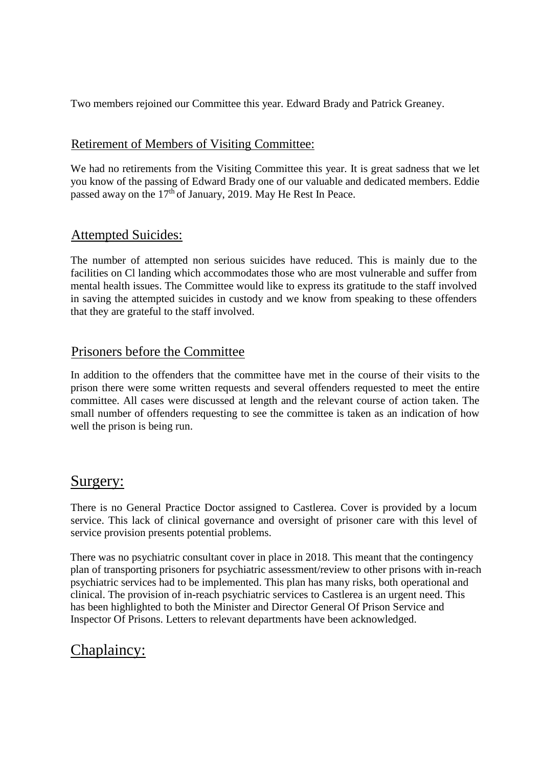Two members rejoined our Committee this year. Edward Brady and Patrick Greaney.

## Retirement of Members of Visiting Committee:

We had no retirements from the Visiting Committee this year. It is great sadness that we let you know of the passing of Edward Brady one of our valuable and dedicated members. Eddie passed away on the 17th of January, 2019. May He Rest In Peace.

## Attempted Suicides:

The number of attempted non serious suicides have reduced. This is mainly due to the facilities on Cl landing which accommodates those who are most vulnerable and suffer from mental health issues. The Committee would like to express its gratitude to the staff involved in saving the attempted suicides in custody and we know from speaking to these offenders that they are grateful to the staff involved.

## Prisoners before the Committee

In addition to the offenders that the committee have met in the course of their visits to the prison there were some written requests and several offenders requested to meet the entire committee. All cases were discussed at length and the relevant course of action taken. The small number of offenders requesting to see the committee is taken as an indication of how well the prison is being run.

## Surgery:

There is no General Practice Doctor assigned to Castlerea. Cover is provided by a locum service. This lack of clinical governance and oversight of prisoner care with this level of service provision presents potential problems.

There was no psychiatric consultant cover in place in 2018. This meant that the contingency plan of transporting prisoners for psychiatric assessment/review to other prisons with in-reach psychiatric services had to be implemented. This plan has many risks, both operational and clinical. The provision of in-reach psychiatric services to Castlerea is an urgent need. This has been highlighted to both the Minister and Director General Of Prison Service and Inspector Of Prisons. Letters to relevant departments have been acknowledged.

## Chaplaincy: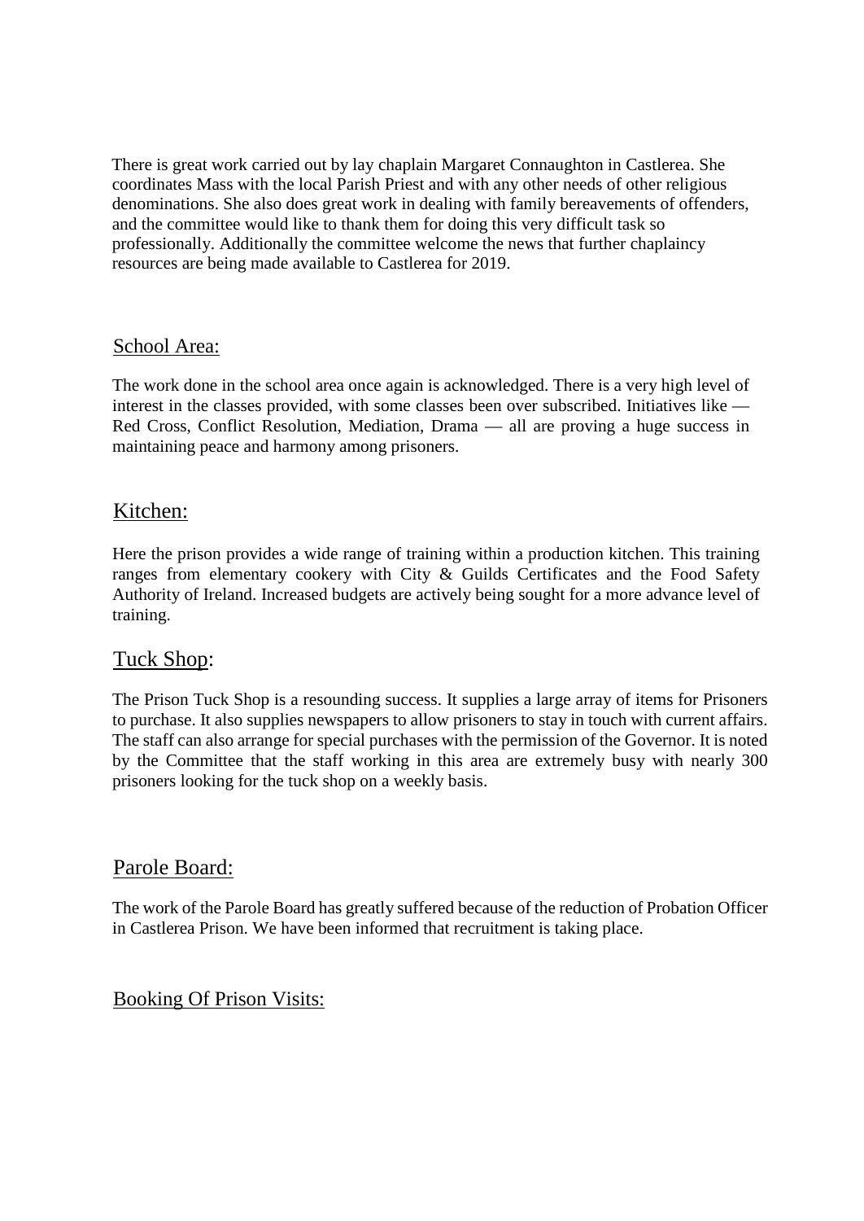There is great work carried out by lay chaplain Margaret Connaughton in Castlerea. She coordinates Mass with the local Parish Priest and with any other needs of other religious denominations. She also does great work in dealing with family bereavements of offenders, and the committee would like to thank them for doing this very difficult task so professionally. Additionally the committee welcome the news that further chaplaincy resources are being made available to Castlerea for 2019.

## School Area:

The work done in the school area once again is acknowledged. There is a very high level of interest in the classes provided, with some classes been over subscribed. Initiatives like — Red Cross, Conflict Resolution, Mediation, Drama — all are proving a huge success in maintaining peace and harmony among prisoners.

## Kitchen:

Here the prison provides a wide range of training within a production kitchen. This training ranges from elementary cookery with City & Guilds Certificates and the Food Safety Authority of Ireland. Increased budgets are actively being sought for a more advance level of training.

## Tuck Shop:

The Prison Tuck Shop is a resounding success. It supplies a large array of items for Prisoners to purchase. It also supplies newspapers to allow prisoners to stay in touch with current affairs. The staff can also arrange for special purchases with the permission of the Governor. It is noted by the Committee that the staff working in this area are extremely busy with nearly 300 prisoners looking for the tuck shop on a weekly basis.

## Parole Board:

The work of the Parole Board has greatly suffered because of the reduction of Probation Officer in Castlerea Prison. We have been informed that recruitment is taking place.

## Booking Of Prison Visits: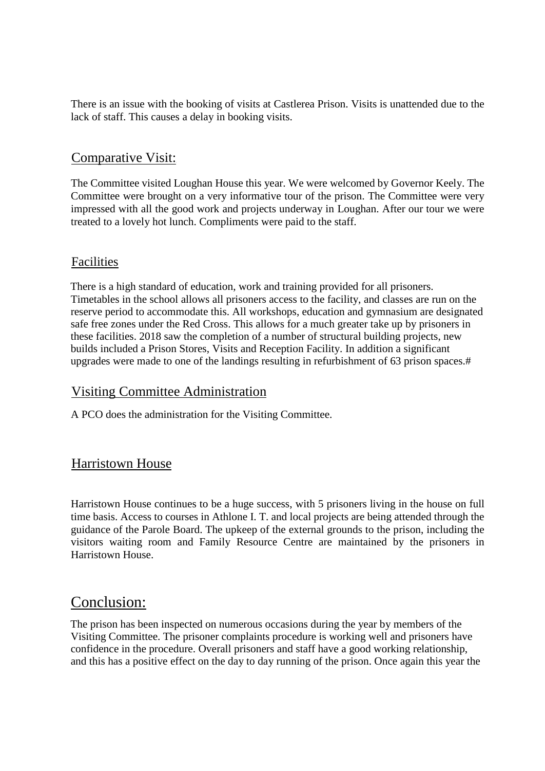There is an issue with the booking of visits at Castlerea Prison. Visits is unattended due to the lack of staff. This causes a delay in booking visits.

## Comparative Visit:

The Committee visited Loughan House this year. We were welcomed by Governor Keely. The Committee were brought on a very informative tour of the prison. The Committee were very impressed with all the good work and projects underway in Loughan. After our tour we were treated to a lovely hot lunch. Compliments were paid to the staff.

## Facilities

There is a high standard of education, work and training provided for all prisoners. Timetables in the school allows all prisoners access to the facility, and classes are run on the reserve period to accommodate this. All workshops, education and gymnasium are designated safe free zones under the Red Cross. This allows for a much greater take up by prisoners in these facilities. 2018 saw the completion of a number of structural building projects, new builds included a Prison Stores, Visits and Reception Facility. In addition a significant upgrades were made to one of the landings resulting in refurbishment of 63 prison spaces.#

## Visiting Committee Administration

A PCO does the administration for the Visiting Committee.

## Harristown House

Harristown House continues to be a huge success, with 5 prisoners living in the house on full time basis. Access to courses in Athlone I. T. and local projects are being attended through the guidance of the Parole Board. The upkeep of the external grounds to the prison, including the visitors waiting room and Family Resource Centre are maintained by the prisoners in Harristown House.

## Conclusion:

The prison has been inspected on numerous occasions during the year by members of the Visiting Committee. The prisoner complaints procedure is working well and prisoners have confidence in the procedure. Overall prisoners and staff have a good working relationship, and this has a positive effect on the day to day running of the prison. Once again this year the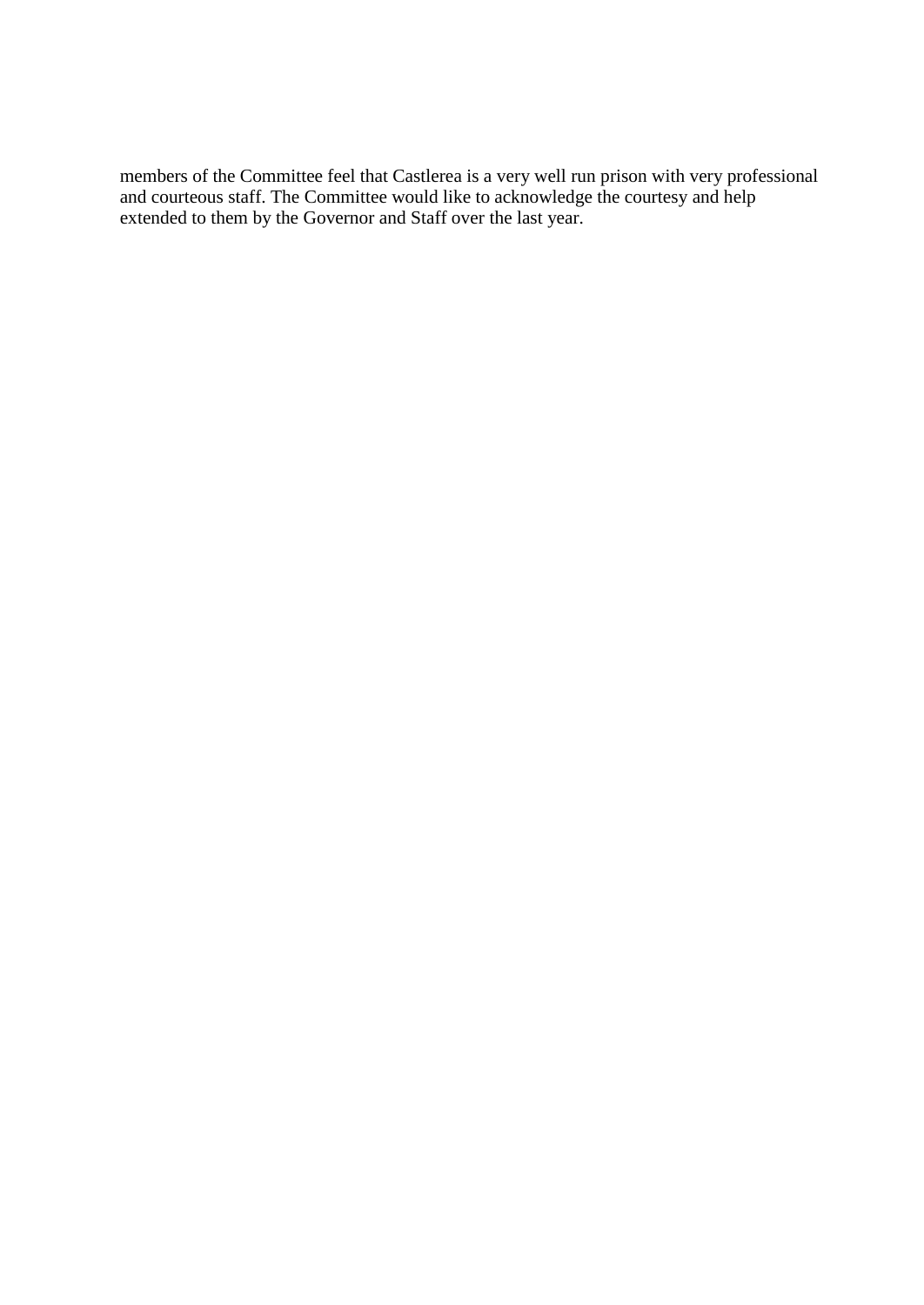members of the Committee feel that Castlerea is a very well run prison with very professional and courteous staff. The Committee would like to acknowledge the courtesy and help extended to them by the Governor and Staff over the last year.